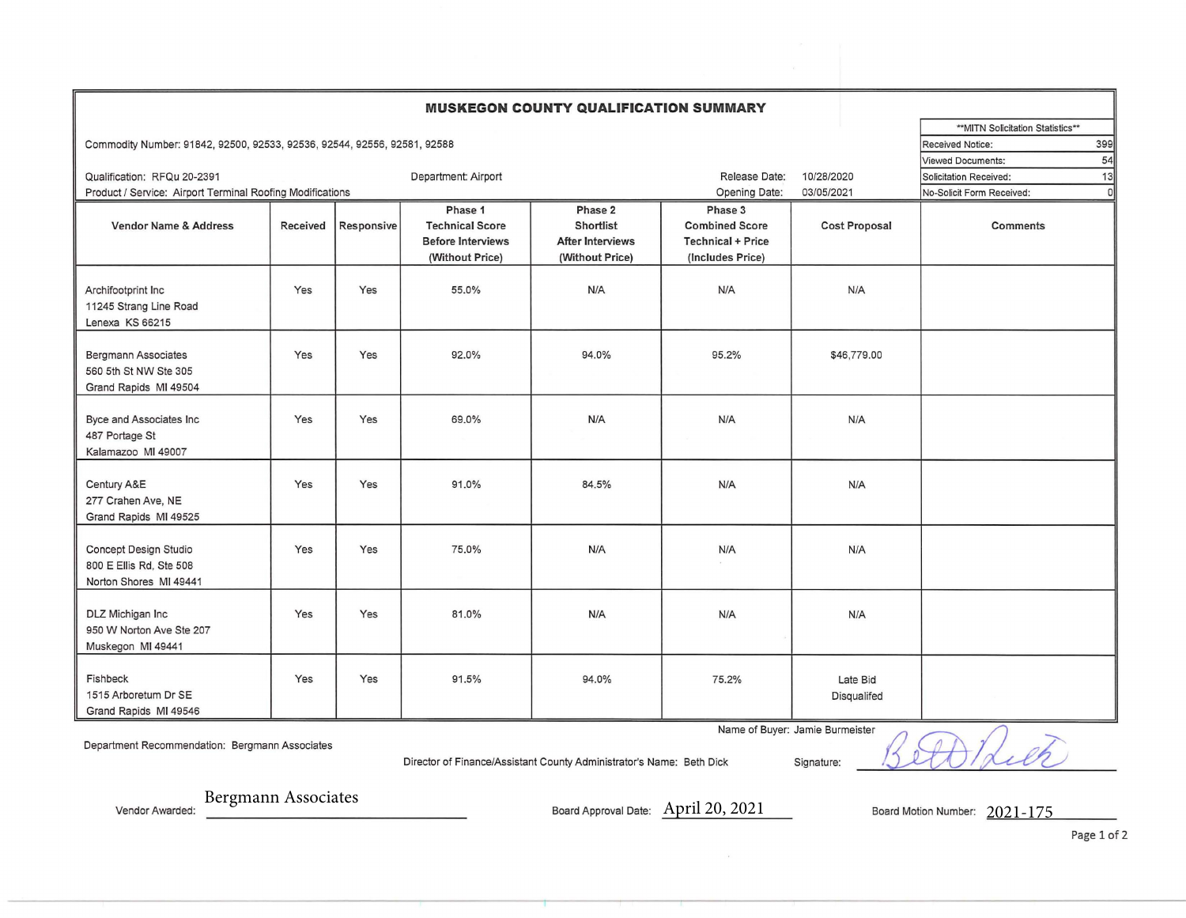# MUSKEGON COUNTY QUALIFICATION SUMMARY

Commodity Number: 91842, 92500, 92533, 92536, 92544, 92556, 92581, 92588

Qualification: RFQu 20-2391

Department: Airport

Product / Service: Airport Terminal Roofing Modifications

Release Date: 10/28/2020

Opening Date: 03/05/2021

| **MITN Solicitation Statistics** | |
|---|---|
| Received Notice: | 399 |
| Viewed Documents: | 54 |
| Solicitation Received: | 13 |
| No-Solicit Form Received: | 0 |

| Vendor Name & Address | Received | Responsive | Phase 1 Technical Score Before Interviews (Without Price) | Phase 2 Shortlist After Interviews (Without Price) | Phase 3 Combined Score Technical + Price (Includes Price) | Cost Proposal | Comments |
|---|---|---|---|---|---|---|---|
| Archifootprint Inc<br>11245 Strang Line Road<br>Lenexa KS 66215 | Yes | Yes | 55.0% | N/A | N/A | N/A | |
| Bergmann Associates<br>560 5th St NW Ste 305<br>Grand Rapids MI 49504 | Yes | Yes | 92.0% | 94.0% | 95.2% | $46,779.00 | |
| Byce and Associates Inc<br>487 Portage St<br>Kalamazoo MI 49007 | Yes | Yes | 69.0% | N/A | N/A | N/A | |
| Century A&E<br>277 Crahen Ave, NE<br>Grand Rapids MI 49525 | Yes | Yes | 91.0% | 84.5% | N/A | N/A | |
| Concept Design Studio<br>800 E Ellis Rd, Ste 508<br>Norton Shores MI 49441 | Yes | Yes | 75.0% | N/A | N/A | N/A | |
| DLZ Michigan Inc<br>950 W Norton Ave Ste 207<br>Muskegon MI 49441 | Yes | Yes | 81.0% | N/A | N/A | N/A | |
| Fishbeck<br>1515 Arboretum Dr SE<br>Grand Rapids MI 49546 | Yes | Yes | 91.5% | 94.0% | 75.2% | Late Bid Disqualifed | |

Name of Buyer: Jamie Burmeister

Department Recommendation: Bergmann Associates

Director of Finance/Assistant County Administrator's Name: Beth Dick

Signature: Beth Dick

Vendor Awarded: Bergmann Associates

Board Approval Date: April 20, 2021

Board Motion Number: 2021-175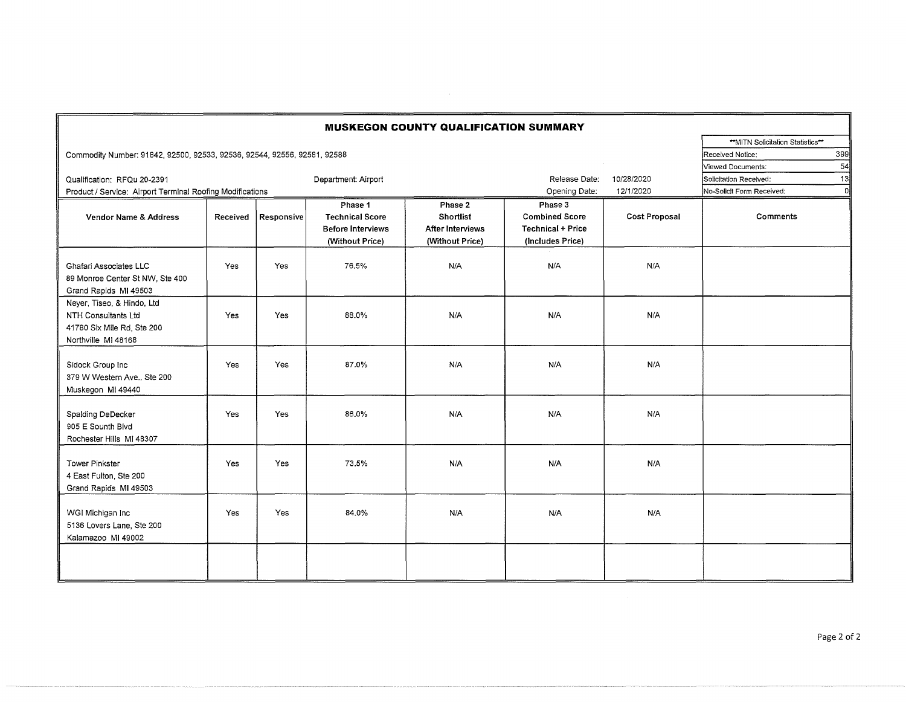# MUSKEGON COUNTY QUALIFICATION SUMMARY

Commodity Number: 91842, 92500, 92533, 92536, 92544, 92556, 92581, 92588

Qualification: RFQu 20-2391

Department: Airport

Release Date: 10/28/2020

Product / Service: Airport Terminal Roofing Modifications

Opening Date: 12/1/2020

| **MITN Solicitation Statistics** | |
|---|---|
| Received Notice: | 399 |
| Viewed Documents: | 54 |
| Solicitation Received: | 13 |
| No-Solicit Form Received: | 0 |

| Vendor Name & Address | Received | Responsive | Phase 1 Technical Score Before Interviews (Without Price) | Phase 2 Shortlist After Interviews (Without Price) | Phase 3 Combined Score Technical + Price (Includes Price) | Cost Proposal | Comments |
|---|---|---|---|---|---|---|---|
| Ghafari Associates LLC<br>89 Monroe Center St NW, Ste 400<br>Grand Rapids MI 49503 | Yes | Yes | 76.5% | N/A | N/A | N/A | |
| Neyer, Tiseo, & Hindo, Ltd<br>NTH Consultants Ltd<br>41780 Six Mile Rd, Ste 200<br>Northville MI 48168 | Yes | Yes | 88.0% | N/A | N/A | N/A | |
| Sidock Group Inc<br>379 W Western Ave., Ste 200<br>Muskegon MI 49440 | Yes | Yes | 87.0% | N/A | N/A | N/A | |
| Spalding DeDecker<br>905 E Sounth Blvd<br>Rochester Hills MI 48307 | Yes | Yes | 86.0% | N/A | N/A | N/A | |
| Tower Pinkster<br>4 East Fulton, Ste 200<br>Grand Rapids MI 49503 | Yes | Yes | 73.5% | N/A | N/A | N/A | |
| WGI Michigan Inc<br>5136 Lovers Lane, Ste 200<br>Kalamazoo MI 49002 | Yes | Yes | 84.0% | N/A | N/A | N/A | |
| | | | | | | | |